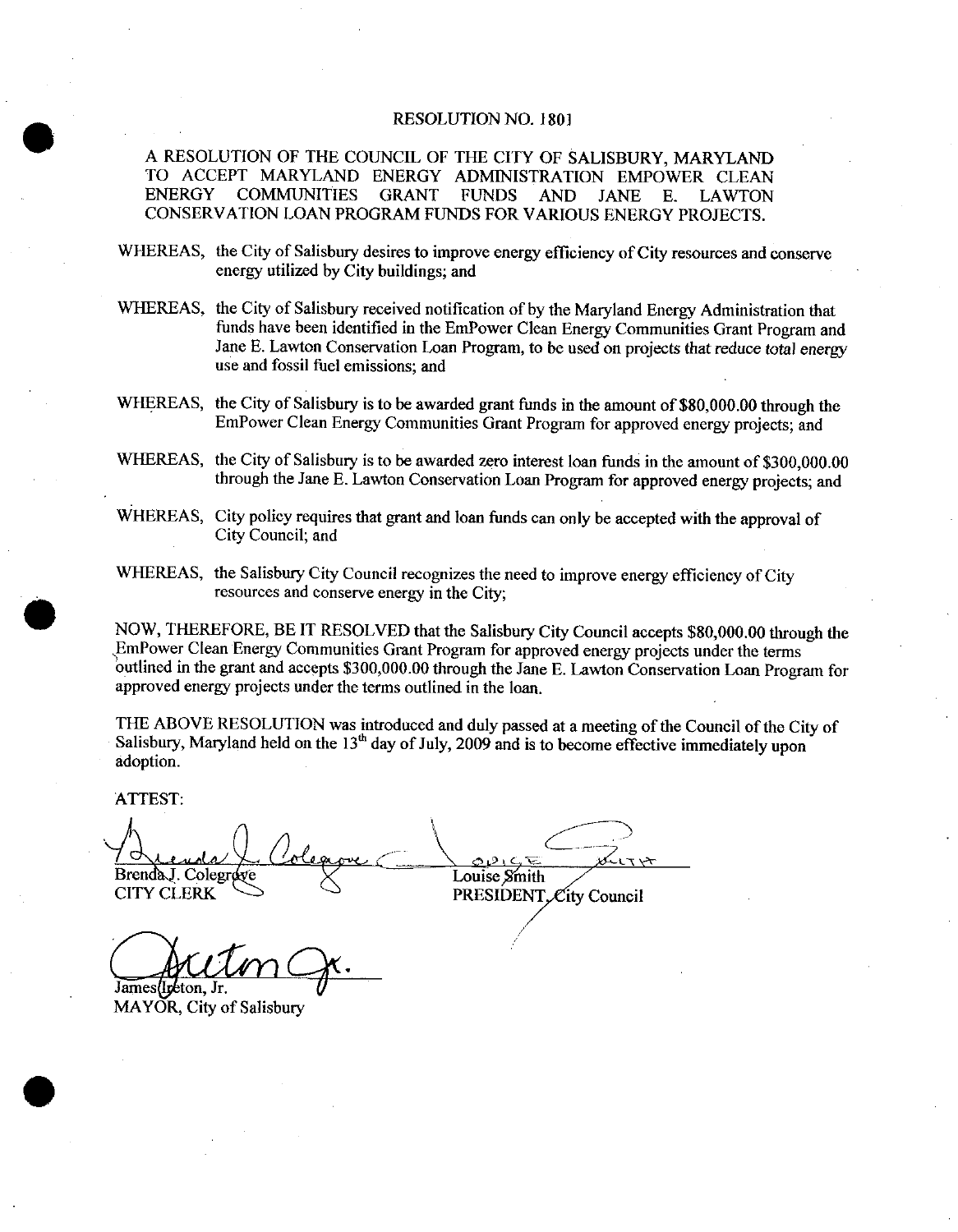# RESOLUTION NO. 1801

## A RESOLUTION OF THE COUNCIL OF THE CITY OF SALISBURY, MARYLAND TO ACCEPT MARYLAND ENERGY ADMINISTRATION EMPOWER CLEAN ENERGY COMMUNITIES GRANT FUNDS AND JANE E. LAWTON CONSERVATION LOAN PROGRAM FUNDS FOR VARIOUS ENERGY PROJECTS.

WHEREAS, the City of Salisbury desires to improve energy efficiency of City resources and conserve energy utilized by City buildings; and

WHEREAS, the City of Salisbury received notification of by the Maryland Energy Administration that funds have been identified in the EmPower Clean Energy Communities Grant Program and Jane E. Lawton Conservation Loan Program, to be used on projects that reduce total energy use and fossil fuel emissions; and

WHEREAS, the City of Salisbury is to be awarded grant funds in the amount of $80,000.00 through the EmPower Clean Energy Communities Grant Program for approved energy projects; and

WHEREAS, the City of Salisbury is to be awarded zero interest loan funds in the amount of $300,000.00 through the Jane E. Lawton Conservation Loan Program for approved energy projects; and

WHEREAS, City policy requires that grant and loan funds can only be accepted with the approval of City Council; and

WHEREAS, the Salisbury City Council recognizes the need to improve energy efficiency of City resources and conserve energy in the City;

NOW, THEREFORE, BE IT RESOLVED that the Salisbury City Council accepts $80,000.00 through the EmPower Clean Energy Communities Grant Program for approved energy projects under the terms outlined in the grant and accepts $300,000.00 through the Jane E. Lawton Conservation Loan Program for approved energy projects under the terms outlined in the loan.

THE ABOVE RESOLUTION was introduced and duly passed at a meeting of the Council of the City of Salisbury, Maryland held on the 13th day of July, 2009 and is to become effective immediately upon adoption.

ATTEST:

Brenda J. Colegrove
CITY CLERK

Louise Smith
PRESIDENT, City Council

James Ireton, Jr.
MAYOR, City of Salisbury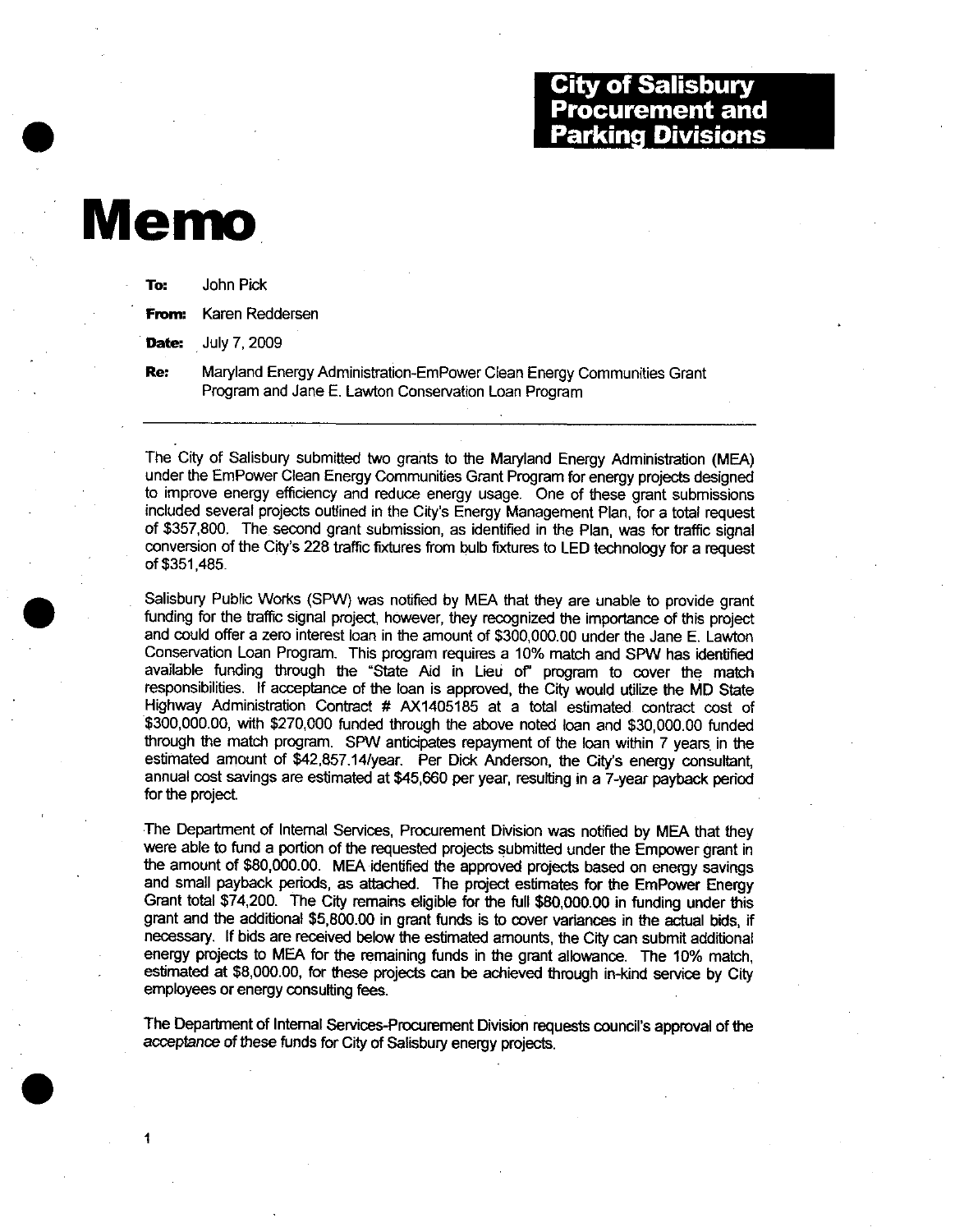**City of Salisbury Procurement and Parking Divisions**

# Memo

**To:** John Pick

**From:** Karen Reddersen

**Date:** July 7, 2009

**Re:** Maryland Energy Administration-EmPower Clean Energy Communities Grant Program and Jane E. Lawton Conservation Loan Program

---

The City of Salisbury submitted two grants to the Maryland Energy Administration (MEA) under the EmPower Clean Energy Communities Grant Program for energy projects designed to improve energy efficiency and reduce energy usage. One of these grant submissions included several projects outlined in the City's Energy Management Plan, for a total request of $357,800. The second grant submission, as identified in the Plan, was for traffic signal conversion of the City's 228 traffic fixtures from bulb fixtures to LED technology for a request of $351,485.

Salisbury Public Works (SPW) was notified by MEA that they are unable to provide grant funding for the traffic signal project, however, they recognized the importance of this project and could offer a zero interest loan in the amount of $300,000.00 under the Jane E. Lawton Conservation Loan Program. This program requires a 10% match and SPW has identified available funding through the "State Aid in Lieu of" program to cover the match responsibilities. If acceptance of the loan is approved, the City would utilize the MD State Highway Administration Contract # AX1405185 at a total estimated contract cost of $300,000.00, with $270,000 funded through the above noted loan and $30,000.00 funded through the match program. SPW anticipates repayment of the loan within 7 years in the estimated amount of $42,857.14/year. Per Dick Anderson, the City's energy consultant, annual cost savings are estimated at $45,660 per year, resulting in a 7-year payback period for the project.

The Department of Internal Services, Procurement Division was notified by MEA that they were able to fund a portion of the requested projects submitted under the Empower grant in the amount of $80,000.00. MEA identified the approved projects based on energy savings and small payback periods, as attached. The project estimates for the EmPower Energy Grant total $74,200. The City remains eligible for the full $80,000.00 in funding under this grant and the additional $5,800.00 in grant funds is to cover variances in the actual bids, if necessary. If bids are received below the estimated amounts, the City can submit additional energy projects to MEA for the remaining funds in the grant allowance. The 10% match, estimated at $8,000.00, for these projects can be achieved through in-kind service by City employees or energy consulting fees.

The Department of Internal Services-Procurement Division requests council's approval of the acceptance of these funds for City of Salisbury energy projects.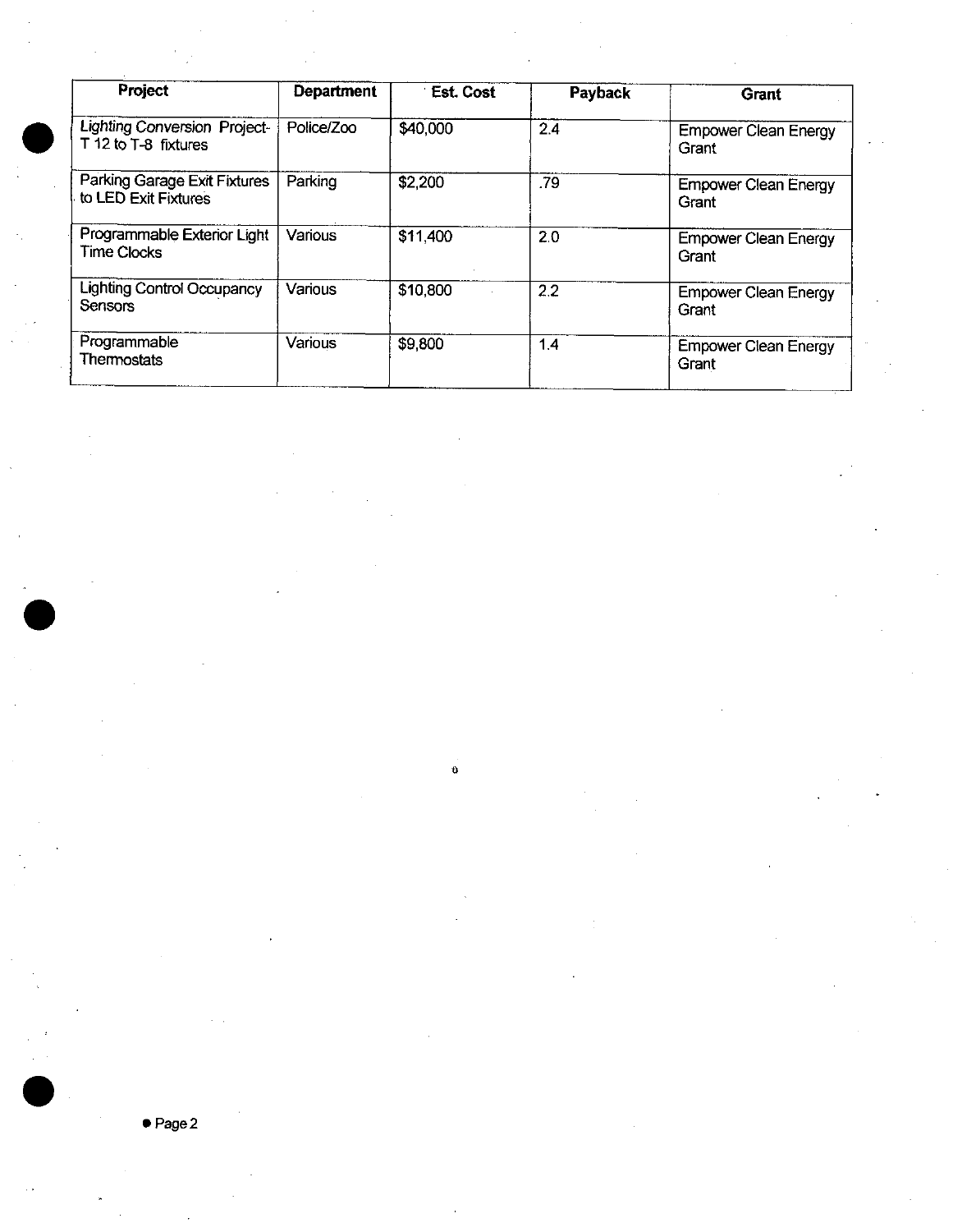| Project | Department | Est. Cost | Payback | Grant |
|---|---|---|---|---|
| Lighting Conversion Project- T 12 to T-8 fixtures | Police/Zoo | $40,000 | 2.4 | Empower Clean Energy Grant |
| Parking Garage Exit Fixtures to LED Exit Fixtures | Parking | $2,200 | .79 | Empower Clean Energy Grant |
| Programmable Exterior Light Time Clocks | Various | $11,400 | 2.0 | Empower Clean Energy Grant |
| Lighting Control Occupancy Sensors | Various | $10,800 | 2.2 | Empower Clean Energy Grant |
| Programmable Thermostats | Various | $9,800 | 1.4 | Empower Clean Energy Grant |